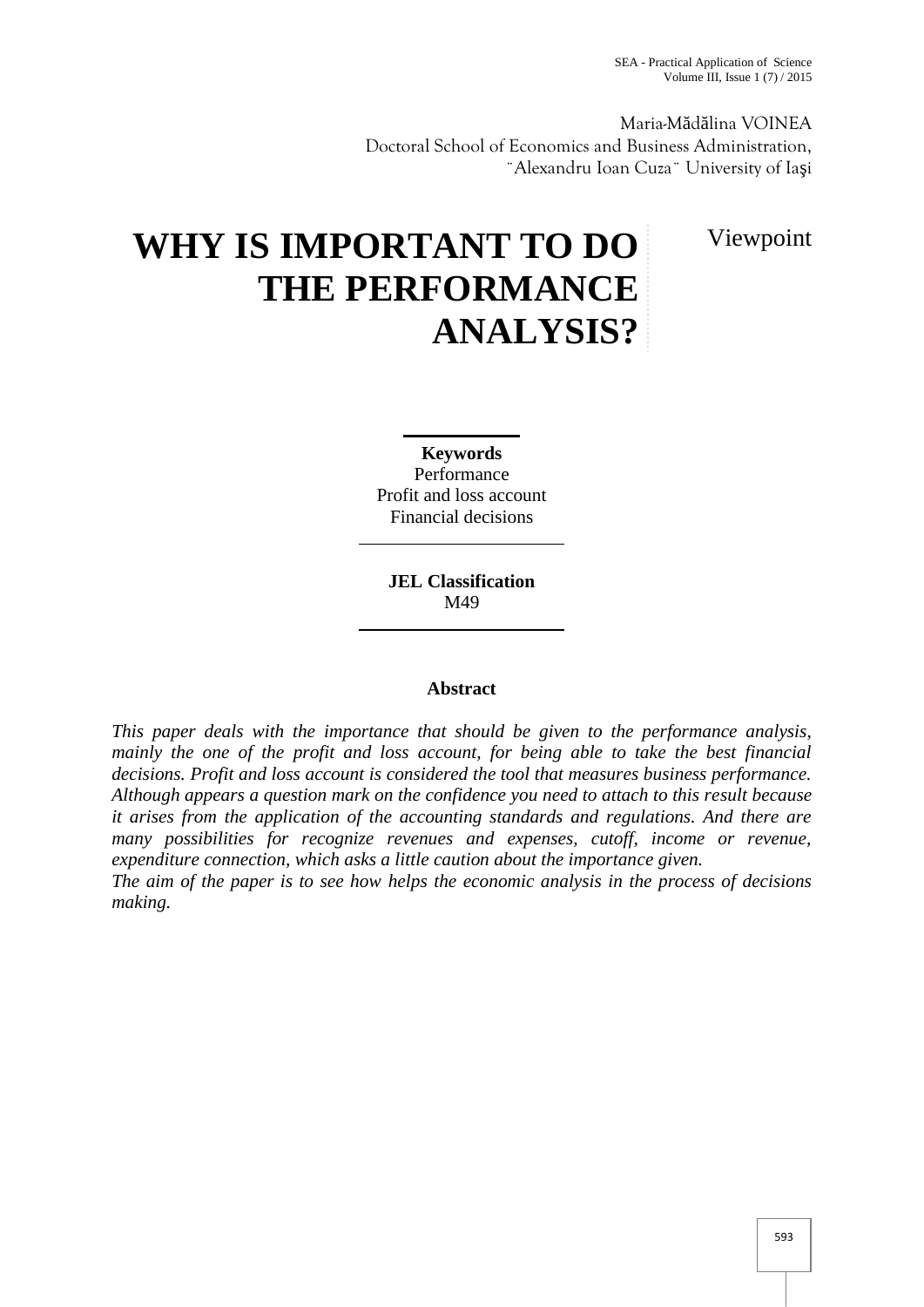Maria-Mădălina VOINEA
Doctoral School of Economics and Business Administration,
¨Alexandru Ioan Cuza¨ University of Iaşi

# WHY IS IMPORTANT TO DO THE PERFORMANCE ANALYSIS?

Viewpoint

**Keywords**
Performance
Profit and loss account
Financial decisions

**JEL Classification**
M49

## Abstract

*This paper deals with the importance that should be given to the performance analysis, mainly the one of the profit and loss account, for being able to take the best financial decisions. Profit and loss account is considered the tool that measures business performance. Although appears a question mark on the confidence you need to attach to this result because it arises from the application of the accounting standards and regulations. And there are many possibilities for recognize revenues and expenses, cutoff, income or revenue, expenditure connection, which asks a little caution about the importance given.*

*The aim of the paper is to see how helps the economic analysis in the process of decisions making.*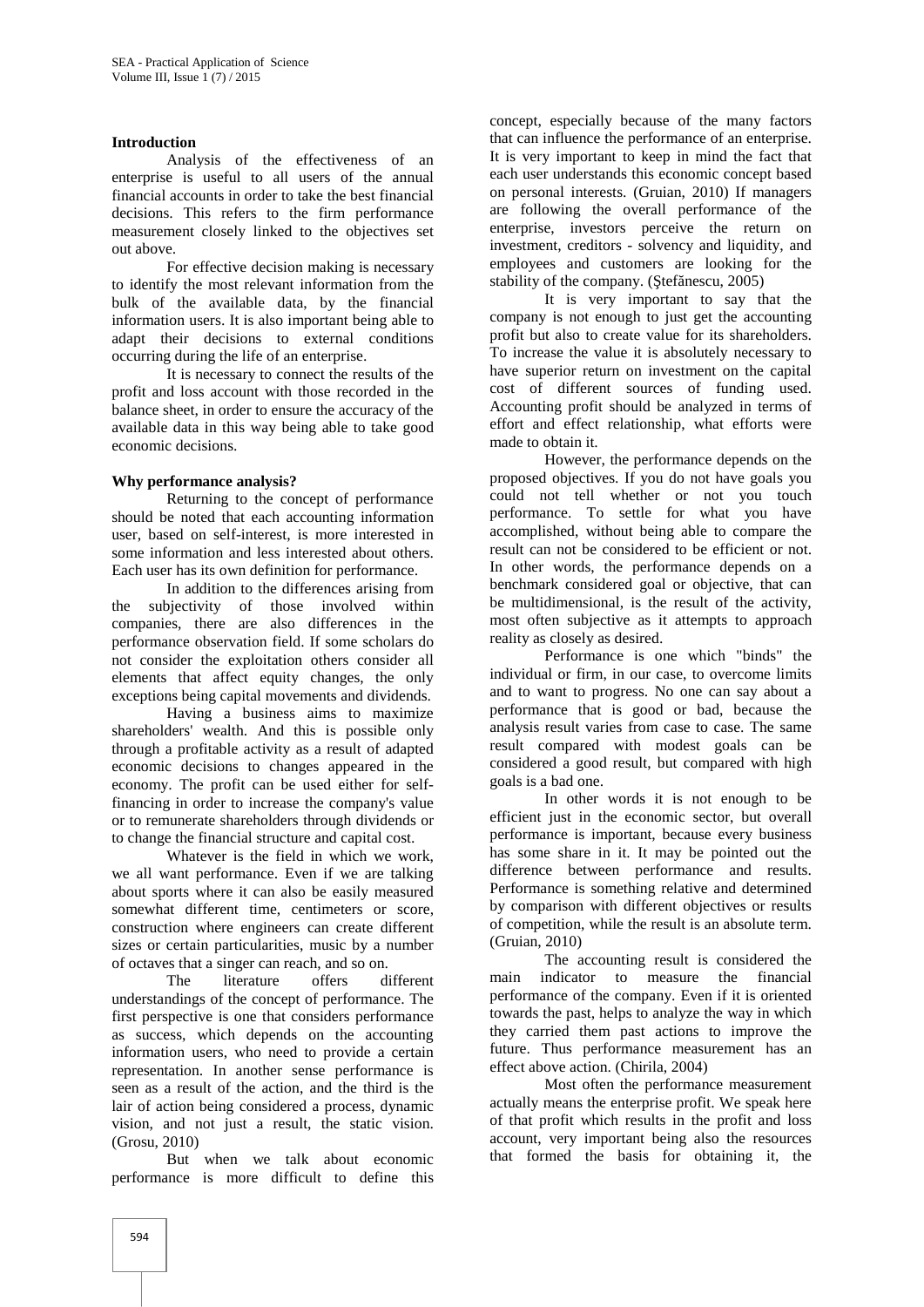**Introduction**

Analysis of the effectiveness of an enterprise is useful to all users of the annual financial accounts in order to take the best financial decisions. This refers to the firm performance measurement closely linked to the objectives set out above.

For effective decision making is necessary to identify the most relevant information from the bulk of the available data, by the financial information users. It is also important being able to adapt their decisions to external conditions occurring during the life of an enterprise.

It is necessary to connect the results of the profit and loss account with those recorded in the balance sheet, in order to ensure the accuracy of the available data in this way being able to take good economic decisions.

**Why performance analysis?**

Returning to the concept of performance should be noted that each accounting information user, based on self-interest, is more interested in some information and less interested about others. Each user has its own definition for performance.

In addition to the differences arising from the subjectivity of those involved within companies, there are also differences in the performance observation field. If some scholars do not consider the exploitation others consider all elements that affect equity changes, the only exceptions being capital movements and dividends.

Having a business aims to maximize shareholders' wealth. And this is possible only through a profitable activity as a result of adapted economic decisions to changes appeared in the economy. The profit can be used either for self-financing in order to increase the company's value or to remunerate shareholders through dividends or to change the financial structure and capital cost.

Whatever is the field in which we work, we all want performance. Even if we are talking about sports where it can also be easily measured somewhat different time, centimeters or score, construction where engineers can create different sizes or certain particularities, music by a number of octaves that a singer can reach, and so on.

The literature offers different understandings of the concept of performance. The first perspective is one that considers performance as success, which depends on the accounting information users, who need to provide a certain representation. In another sense performance is seen as a result of the action, and the third is the lair of action being considered a process, dynamic vision, and not just a result, the static vision. (Grosu, 2010)

But when we talk about economic performance is more difficult to define this concept, especially because of the many factors that can influence the performance of an enterprise. It is very important to keep in mind the fact that each user understands this economic concept based on personal interests. (Gruian, 2010) If managers are following the overall performance of the enterprise, investors perceive the return on investment, creditors - solvency and liquidity, and employees and customers are looking for the stability of the company. (Ştefănescu, 2005)

It is very important to say that the company is not enough to just get the accounting profit but also to create value for its shareholders. To increase the value it is absolutely necessary to have superior return on investment on the capital cost of different sources of funding used. Accounting profit should be analyzed in terms of effort and effect relationship, what efforts were made to obtain it.

However, the performance depends on the proposed objectives. If you do not have goals you could not tell whether or not you touch performance. To settle for what you have accomplished, without being able to compare the result can not be considered to be efficient or not. In other words, the performance depends on a benchmark considered goal or objective, that can be multidimensional, is the result of the activity, most often subjective as it attempts to approach reality as closely as desired.

Performance is one which "binds" the individual or firm, in our case, to overcome limits and to want to progress. No one can say about a performance that is good or bad, because the analysis result varies from case to case. The same result compared with modest goals can be considered a good result, but compared with high goals is a bad one.

In other words it is not enough to be efficient just in the economic sector, but overall performance is important, because every business has some share in it. It may be pointed out the difference between performance and results. Performance is something relative and determined by comparison with different objectives or results of competition, while the result is an absolute term. (Gruian, 2010)

The accounting result is considered the main indicator to measure the financial performance of the company. Even if it is oriented towards the past, helps to analyze the way in which they carried them past actions to improve the future. Thus performance measurement has an effect above action. (Chirila, 2004)

Most often the performance measurement actually means the enterprise profit. We speak here of that profit which results in the profit and loss account, very important being also the resources that formed the basis for obtaining it, the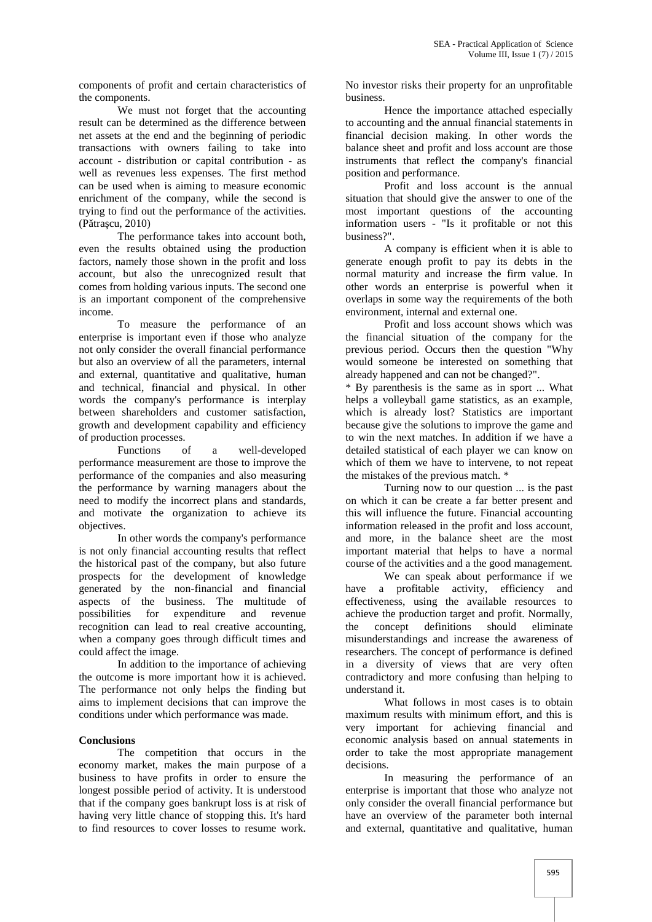components of profit and certain characteristics of the components.

We must not forget that the accounting result can be determined as the difference between net assets at the end and the beginning of periodic transactions with owners failing to take into account - distribution or capital contribution - as well as revenues less expenses. The first method can be used when is aiming to measure economic enrichment of the company, while the second is trying to find out the performance of the activities. (Pătraşcu, 2010)

The performance takes into account both, even the results obtained using the production factors, namely those shown in the profit and loss account, but also the unrecognized result that comes from holding various inputs. The second one is an important component of the comprehensive income.

To measure the performance of an enterprise is important even if those who analyze not only consider the overall financial performance but also an overview of all the parameters, internal and external, quantitative and qualitative, human and technical, financial and physical. In other words the company's performance is interplay between shareholders and customer satisfaction, growth and development capability and efficiency of production processes.

Functions of a well-developed performance measurement are those to improve the performance of the companies and also measuring the performance by warning managers about the need to modify the incorrect plans and standards, and motivate the organization to achieve its objectives.

In other words the company's performance is not only financial accounting results that reflect the historical past of the company, but also future prospects for the development of knowledge generated by the non-financial and financial aspects of the business. The multitude of possibilities for expenditure and revenue recognition can lead to real creative accounting, when a company goes through difficult times and could affect the image.

In addition to the importance of achieving the outcome is more important how it is achieved. The performance not only helps the finding but aims to implement decisions that can improve the conditions under which performance was made.

**Conclusions**

The competition that occurs in the economy market, makes the main purpose of a business to have profits in order to ensure the longest possible period of activity. It is understood that if the company goes bankrupt loss is at risk of having very little chance of stopping this. It's hard to find resources to cover losses to resume work. No investor risks their property for an unprofitable business.

Hence the importance attached especially to accounting and the annual financial statements in financial decision making. In other words the balance sheet and profit and loss account are those instruments that reflect the company's financial position and performance.

Profit and loss account is the annual situation that should give the answer to one of the most important questions of the accounting information users - "Is it profitable or not this business?".

A company is efficient when it is able to generate enough profit to pay its debts in the normal maturity and increase the firm value. In other words an enterprise is powerful when it overlaps in some way the requirements of the both environment, internal and external one.

Profit and loss account shows which was the financial situation of the company for the previous period. Occurs then the question "Why would someone be interested on something that already happened and can not be changed?".

* By parenthesis is the same as in sport ... What helps a volleyball game statistics, as an example, which is already lost? Statistics are important because give the solutions to improve the game and to win the next matches. In addition if we have a detailed statistical of each player we can know on which of them we have to intervene, to not repeat the mistakes of the previous match. *

Turning now to our question ... is the past on which it can be create a far better present and this will influence the future. Financial accounting information released in the profit and loss account, and more, in the balance sheet are the most important material that helps to have a normal course of the activities and a the good management.

We can speak about performance if we have a profitable activity, efficiency and effectiveness, using the available resources to achieve the production target and profit. Normally, the concept definitions should eliminate misunderstandings and increase the awareness of researchers. The concept of performance is defined in a diversity of views that are very often contradictory and more confusing than helping to understand it.

What follows in most cases is to obtain maximum results with minimum effort, and this is very important for achieving financial and economic analysis based on annual statements in order to take the most appropriate management decisions.

In measuring the performance of an enterprise is important that those who analyze not only consider the overall financial performance but have an overview of the parameter both internal and external, quantitative and qualitative, human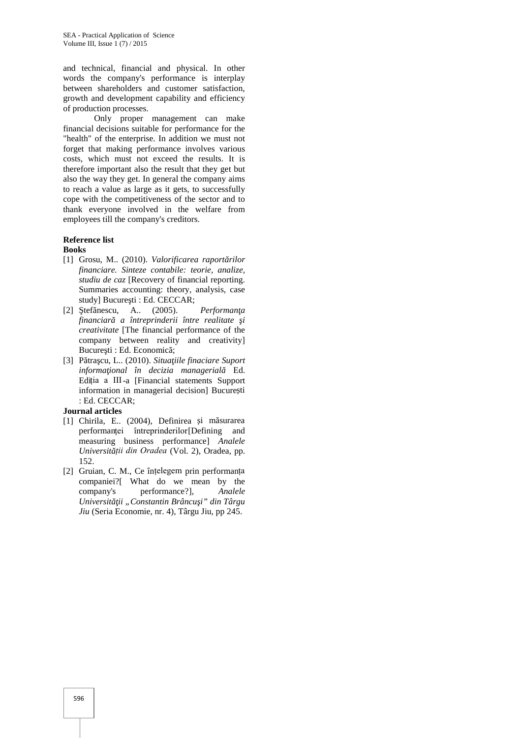and technical, financial and physical. In other words the company's performance is interplay between shareholders and customer satisfaction, growth and development capability and efficiency of production processes.

Only proper management can make financial decisions suitable for performance for the "health" of the enterprise. In addition we must not forget that making performance involves various costs, which must not exceed the results. It is therefore important also the result that they get but also the way they get. In general the company aims to reach a value as large as it gets, to successfully cope with the competitiveness of the sector and to thank everyone involved in the welfare from employees till the company's creditors.

**Reference list**

**Books**

[1] Grosu, M.. (2010). *Valorificarea raportărilor financiare. Sinteze contabile: teorie, analize, studiu de caz* [Recovery of financial reporting. Summaries accounting: theory, analysis, case study] Bucureşti : Ed. CECCAR;

[2] Ştefănescu, A.. (2005). *Performanţa financiară a întreprinderii între realitate şi creativitate* [The financial performance of the company between reality and creativity] Bucureşti : Ed. Economică;

[3] Pătraşcu, L.. (2010). *Situaţiile finaciare Suport informaţional în decizia managerială* Ed. Ediția a III-a [Financial statements Support information in managerial decision] București : Ed. CECCAR;

**Journal articles**

[1] Chirila, E.. (2004), Definirea și măsurarea performanței întreprinderilor[Defining and measuring business performance] *Analele Universității din Oradea* (Vol. 2), Oradea, pp. 152.

[2] Gruian, C. M., Ce înțelegem prin performanța companiei?[ What do we mean by the company's performance?], *Analele Universităţii „Constantin Brâncuşi" din Târgu Jiu* (Seria Economie, nr. 4), Târgu Jiu, pp 245.